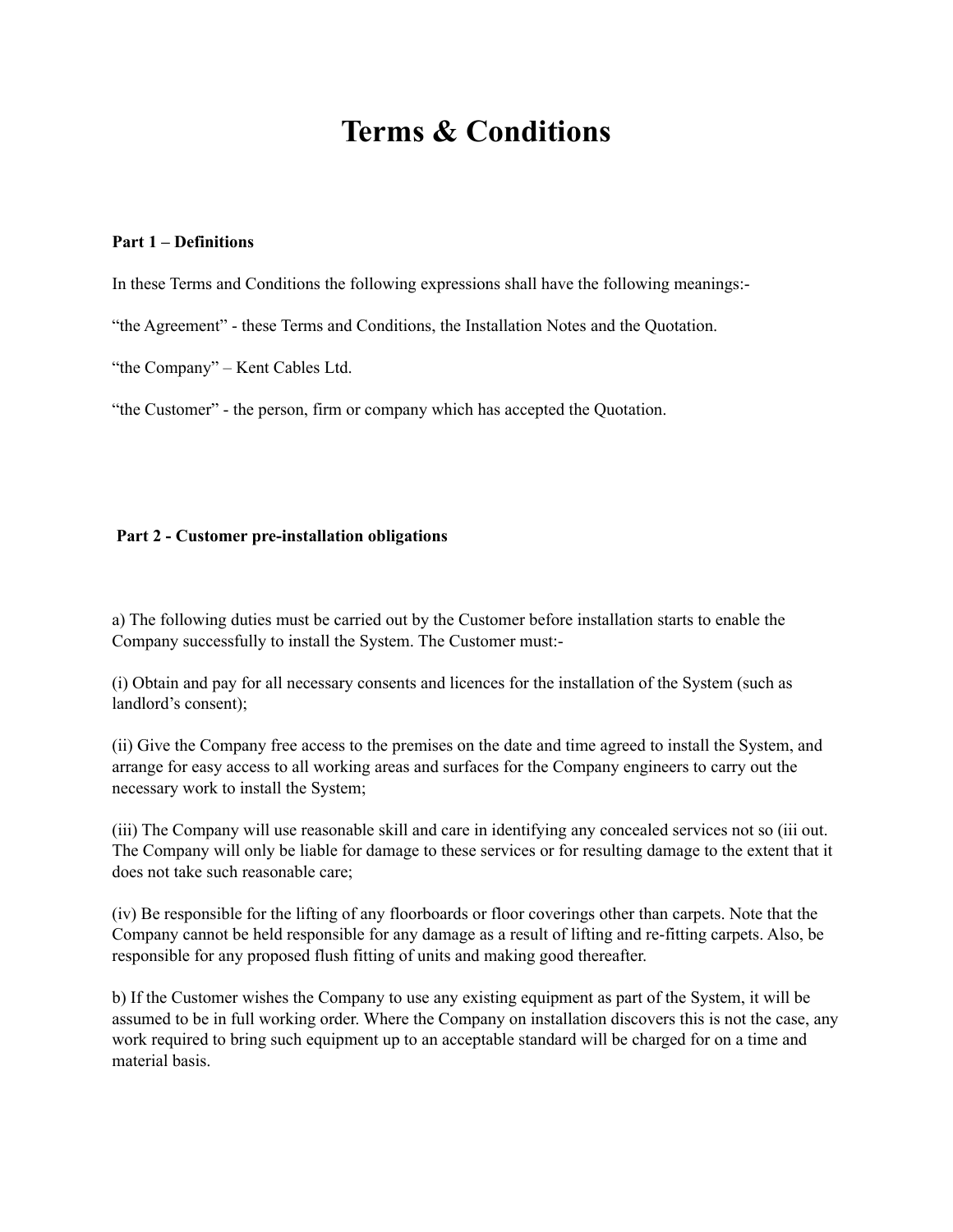# Terms & Conditions

**Part 1 – Definitions**

In these Terms and Conditions the following expressions shall have the following meanings:-

"the Agreement" - these Terms and Conditions, the Installation Notes and the Quotation.

"the Company" – Kent Cables Ltd.

"the Customer" - the person, firm or company which has accepted the Quotation.

**Part 2 - Customer pre-installation obligations**

a) The following duties must be carried out by the Customer before installation starts to enable the Company successfully to install the System. The Customer must:-

(i) Obtain and pay for all necessary consents and licences for the installation of the System (such as landlord's consent);

(ii) Give the Company free access to the premises on the date and time agreed to install the System, and arrange for easy access to all working areas and surfaces for the Company engineers to carry out the necessary work to install the System;

(iii) The Company will use reasonable skill and care in identifying any concealed services not so (iii out. The Company will only be liable for damage to these services or for resulting damage to the extent that it does not take such reasonable care;

(iv) Be responsible for the lifting of any floorboards or floor coverings other than carpets. Note that the Company cannot be held responsible for any damage as a result of lifting and re-fitting carpets. Also, be responsible for any proposed flush fitting of units and making good thereafter.

b) If the Customer wishes the Company to use any existing equipment as part of the System, it will be assumed to be in full working order. Where the Company on installation discovers this is not the case, any work required to bring such equipment up to an acceptable standard will be charged for on a time and material basis.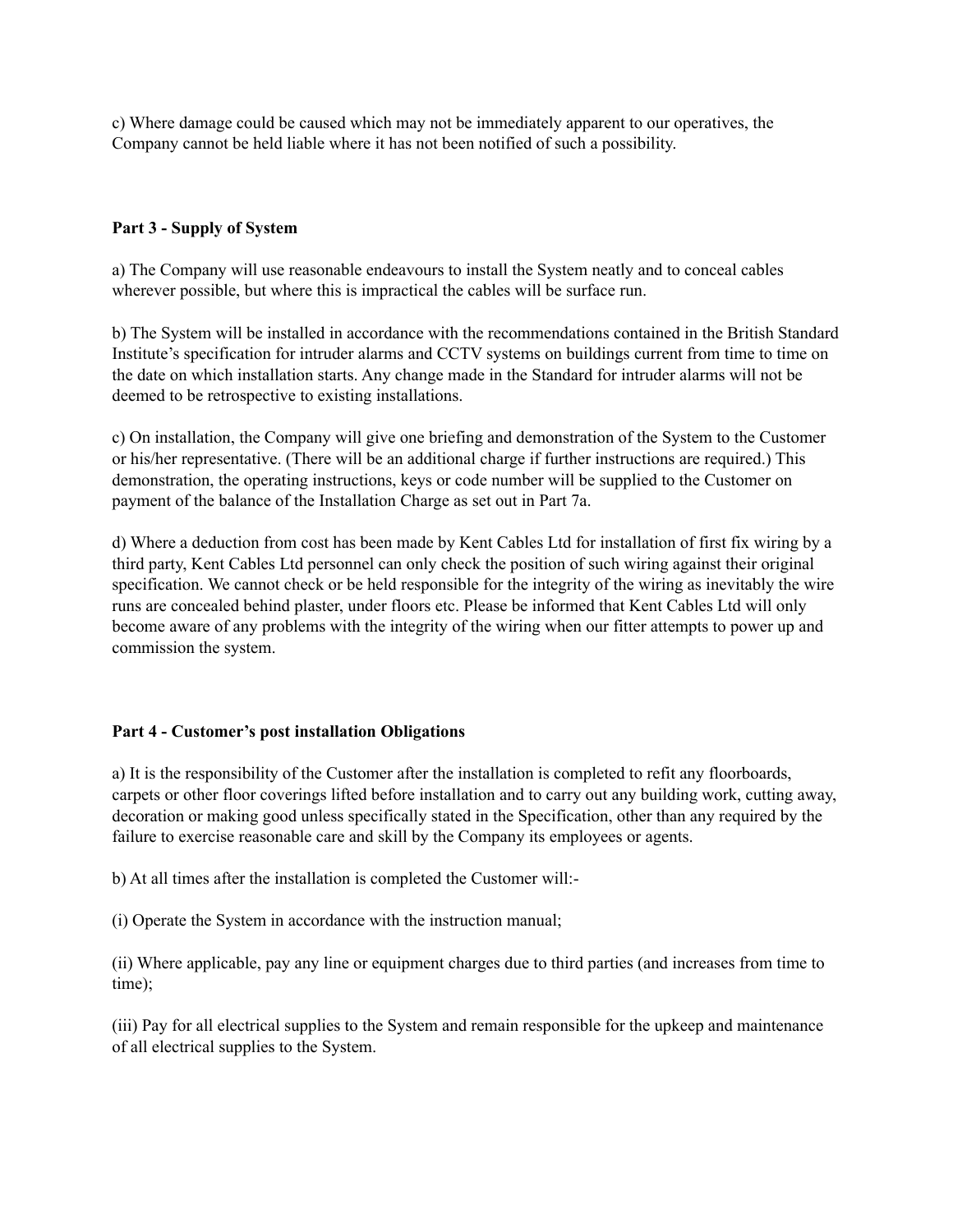c) Where damage could be caused which may not be immediately apparent to our operatives, the Company cannot be held liable where it has not been notified of such a possibility.

**Part 3 - Supply of System**

a) The Company will use reasonable endeavours to install the System neatly and to conceal cables wherever possible, but where this is impractical the cables will be surface run.

b) The System will be installed in accordance with the recommendations contained in the British Standard Institute's specification for intruder alarms and CCTV systems on buildings current from time to time on the date on which installation starts. Any change made in the Standard for intruder alarms will not be deemed to be retrospective to existing installations.

c) On installation, the Company will give one briefing and demonstration of the System to the Customer or his/her representative. (There will be an additional charge if further instructions are required.) This demonstration, the operating instructions, keys or code number will be supplied to the Customer on payment of the balance of the Installation Charge as set out in Part 7a.

d) Where a deduction from cost has been made by Kent Cables Ltd for installation of first fix wiring by a third party, Kent Cables Ltd personnel can only check the position of such wiring against their original specification. We cannot check or be held responsible for the integrity of the wiring as inevitably the wire runs are concealed behind plaster, under floors etc. Please be informed that Kent Cables Ltd will only become aware of any problems with the integrity of the wiring when our fitter attempts to power up and commission the system.

**Part 4 - Customer's post installation Obligations**

a) It is the responsibility of the Customer after the installation is completed to refit any floorboards, carpets or other floor coverings lifted before installation and to carry out any building work, cutting away, decoration or making good unless specifically stated in the Specification, other than any required by the failure to exercise reasonable care and skill by the Company its employees or agents.

b) At all times after the installation is completed the Customer will:-

(i) Operate the System in accordance with the instruction manual;

(ii) Where applicable, pay any line or equipment charges due to third parties (and increases from time to time);

(iii) Pay for all electrical supplies to the System and remain responsible for the upkeep and maintenance of all electrical supplies to the System.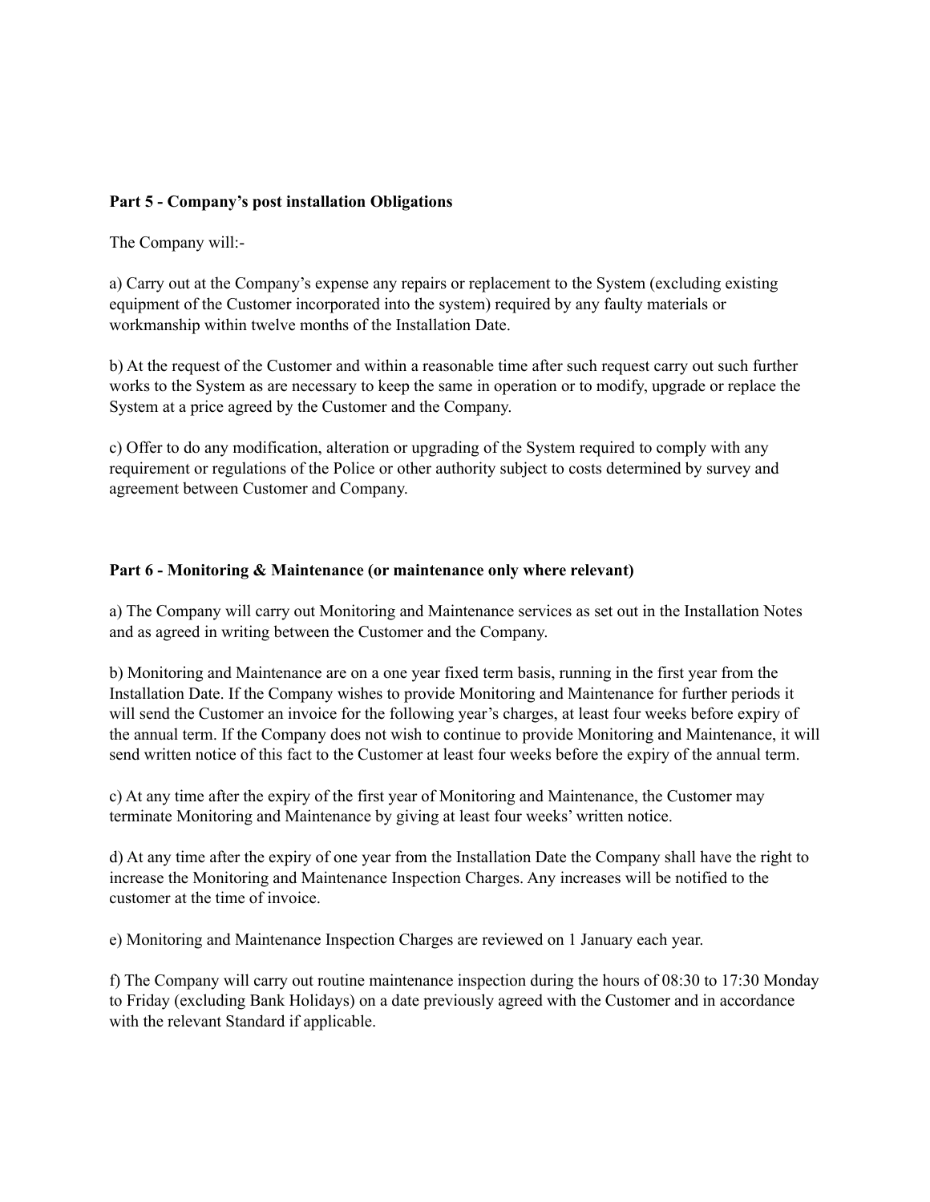**Part 5 - Company's post installation Obligations**

The Company will:-

a) Carry out at the Company's expense any repairs or replacement to the System (excluding existing equipment of the Customer incorporated into the system) required by any faulty materials or workmanship within twelve months of the Installation Date.

b) At the request of the Customer and within a reasonable time after such request carry out such further works to the System as are necessary to keep the same in operation or to modify, upgrade or replace the System at a price agreed by the Customer and the Company.

c) Offer to do any modification, alteration or upgrading of the System required to comply with any requirement or regulations of the Police or other authority subject to costs determined by survey and agreement between Customer and Company.

**Part 6 - Monitoring & Maintenance (or maintenance only where relevant)**

a) The Company will carry out Monitoring and Maintenance services as set out in the Installation Notes and as agreed in writing between the Customer and the Company.

b) Monitoring and Maintenance are on a one year fixed term basis, running in the first year from the Installation Date. If the Company wishes to provide Monitoring and Maintenance for further periods it will send the Customer an invoice for the following year's charges, at least four weeks before expiry of the annual term. If the Company does not wish to continue to provide Monitoring and Maintenance, it will send written notice of this fact to the Customer at least four weeks before the expiry of the annual term.

c) At any time after the expiry of the first year of Monitoring and Maintenance, the Customer may terminate Monitoring and Maintenance by giving at least four weeks' written notice.

d) At any time after the expiry of one year from the Installation Date the Company shall have the right to increase the Monitoring and Maintenance Inspection Charges. Any increases will be notified to the customer at the time of invoice.

e) Monitoring and Maintenance Inspection Charges are reviewed on 1 January each year.

f) The Company will carry out routine maintenance inspection during the hours of 08:30 to 17:30 Monday to Friday (excluding Bank Holidays) on a date previously agreed with the Customer and in accordance with the relevant Standard if applicable.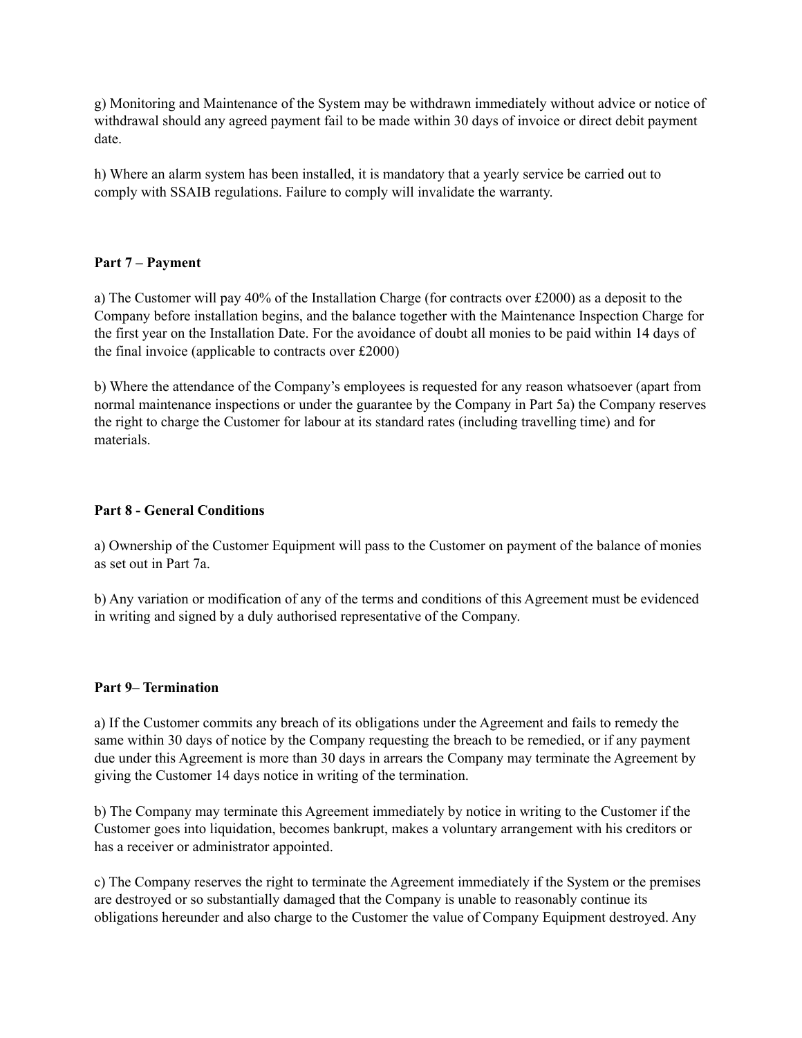g) Monitoring and Maintenance of the System may be withdrawn immediately without advice or notice of withdrawal should any agreed payment fail to be made within 30 days of invoice or direct debit payment date.

h) Where an alarm system has been installed, it is mandatory that a yearly service be carried out to comply with SSAIB regulations. Failure to comply will invalidate the warranty.

**Part 7 – Payment**

a) The Customer will pay 40% of the Installation Charge (for contracts over £2000) as a deposit to the Company before installation begins, and the balance together with the Maintenance Inspection Charge for the first year on the Installation Date. For the avoidance of doubt all monies to be paid within 14 days of the final invoice (applicable to contracts over £2000)

b) Where the attendance of the Company's employees is requested for any reason whatsoever (apart from normal maintenance inspections or under the guarantee by the Company in Part 5a) the Company reserves the right to charge the Customer for labour at its standard rates (including travelling time) and for materials.

**Part 8 - General Conditions**

a) Ownership of the Customer Equipment will pass to the Customer on payment of the balance of monies as set out in Part 7a.

b) Any variation or modification of any of the terms and conditions of this Agreement must be evidenced in writing and signed by a duly authorised representative of the Company.

**Part 9– Termination**

a) If the Customer commits any breach of its obligations under the Agreement and fails to remedy the same within 30 days of notice by the Company requesting the breach to be remedied, or if any payment due under this Agreement is more than 30 days in arrears the Company may terminate the Agreement by giving the Customer 14 days notice in writing of the termination.

b) The Company may terminate this Agreement immediately by notice in writing to the Customer if the Customer goes into liquidation, becomes bankrupt, makes a voluntary arrangement with his creditors or has a receiver or administrator appointed.

c) The Company reserves the right to terminate the Agreement immediately if the System or the premises are destroyed or so substantially damaged that the Company is unable to reasonably continue its obligations hereunder and also charge to the Customer the value of Company Equipment destroyed. Any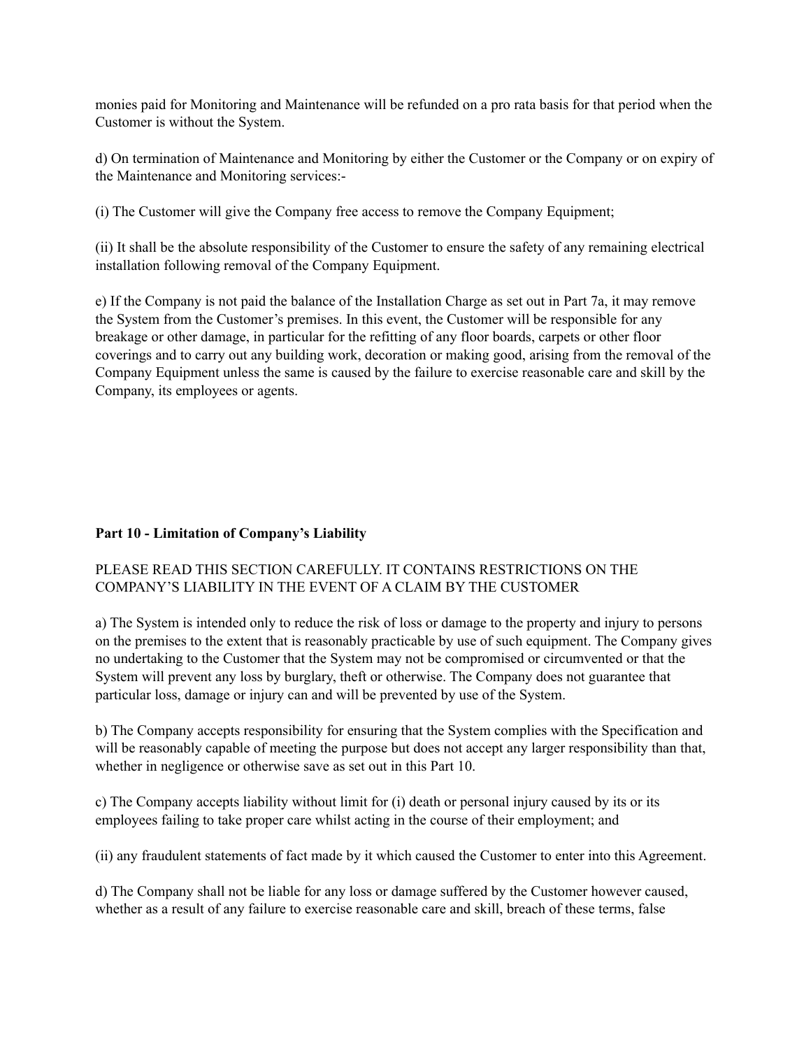monies paid for Monitoring and Maintenance will be refunded on a pro rata basis for that period when the Customer is without the System.

d) On termination of Maintenance and Monitoring by either the Customer or the Company or on expiry of the Maintenance and Monitoring services:-

(i) The Customer will give the Company free access to remove the Company Equipment;

(ii) It shall be the absolute responsibility of the Customer to ensure the safety of any remaining electrical installation following removal of the Company Equipment.

e) If the Company is not paid the balance of the Installation Charge as set out in Part 7a, it may remove the System from the Customer's premises. In this event, the Customer will be responsible for any breakage or other damage, in particular for the refitting of any floor boards, carpets or other floor coverings and to carry out any building work, decoration or making good, arising from the removal of the Company Equipment unless the same is caused by the failure to exercise reasonable care and skill by the Company, its employees or agents.

**Part 10 - Limitation of Company's Liability**

PLEASE READ THIS SECTION CAREFULLY. IT CONTAINS RESTRICTIONS ON THE COMPANY'S LIABILITY IN THE EVENT OF A CLAIM BY THE CUSTOMER

a) The System is intended only to reduce the risk of loss or damage to the property and injury to persons on the premises to the extent that is reasonably practicable by use of such equipment. The Company gives no undertaking to the Customer that the System may not be compromised or circumvented or that the System will prevent any loss by burglary, theft or otherwise. The Company does not guarantee that particular loss, damage or injury can and will be prevented by use of the System.

b) The Company accepts responsibility for ensuring that the System complies with the Specification and will be reasonably capable of meeting the purpose but does not accept any larger responsibility than that, whether in negligence or otherwise save as set out in this Part 10.

c) The Company accepts liability without limit for (i) death or personal injury caused by its or its employees failing to take proper care whilst acting in the course of their employment; and

(ii) any fraudulent statements of fact made by it which caused the Customer to enter into this Agreement.

d) The Company shall not be liable for any loss or damage suffered by the Customer however caused, whether as a result of any failure to exercise reasonable care and skill, breach of these terms, false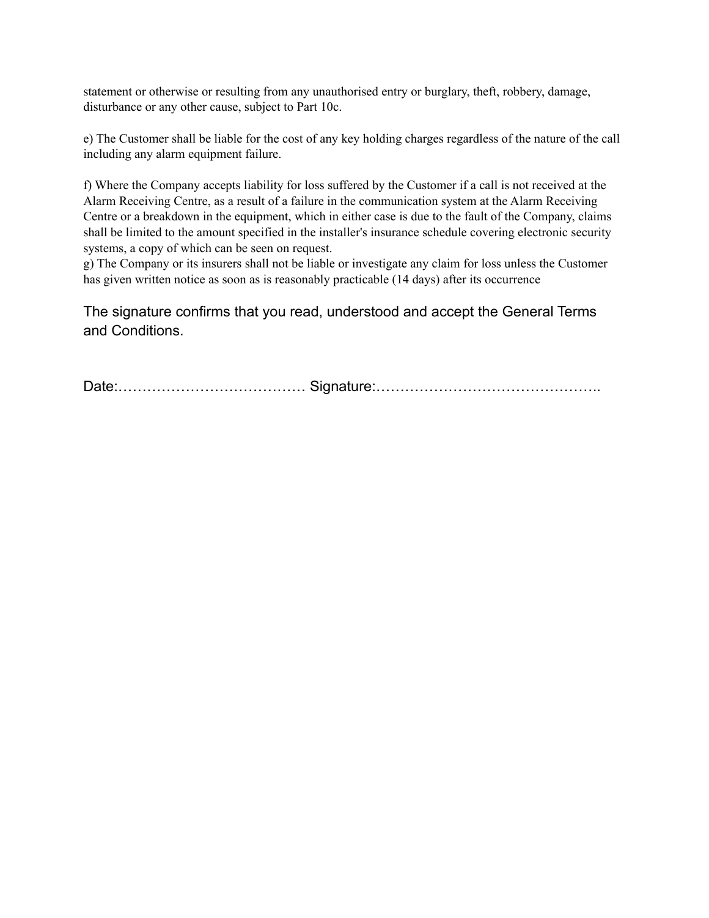statement or otherwise or resulting from any unauthorised entry or burglary, theft, robbery, damage, disturbance or any other cause, subject to Part 10c.

e) The Customer shall be liable for the cost of any key holding charges regardless of the nature of the call including any alarm equipment failure.

f) Where the Company accepts liability for loss suffered by the Customer if a call is not received at the Alarm Receiving Centre, as a result of a failure in the communication system at the Alarm Receiving Centre or a breakdown in the equipment, which in either case is due to the fault of the Company, claims shall be limited to the amount specified in the installer's insurance schedule covering electronic security systems, a copy of which can be seen on request.
g) The Company or its insurers shall not be liable or investigate any claim for loss unless the Customer has given written notice as soon as is reasonably practicable (14 days) after its occurrence

The signature confirms that you read, understood and accept the General Terms and Conditions.

Date:………………………………… Signature:………………………………………..